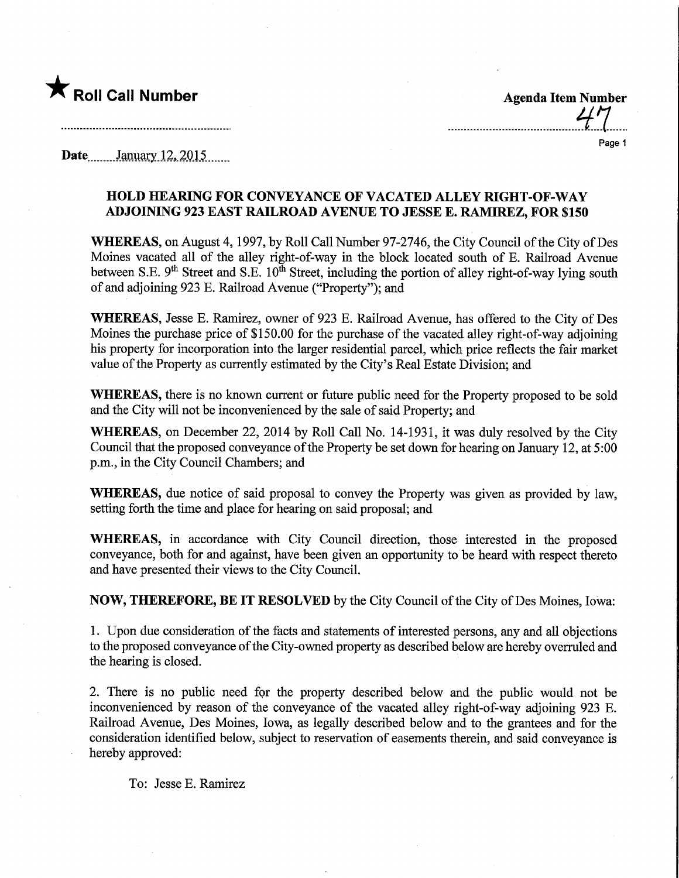★ **Roll Call Number**

**Agenda Item Number**

47

**Date** January 12, 2015

## HOLD HEARING FOR CONVEYANCE OF VACATED ALLEY RIGHT-OF-WAY ADJOINING 923 EAST RAILROAD AVENUE TO JESSE E. RAMIREZ, FOR $150

**WHEREAS**, on August 4, 1997, by Roll Call Number 97-2746, the City Council of the City of Des Moines vacated all of the alley right-of-way in the block located south of E. Railroad Avenue between S.E. 9th Street and S.E. 10th Street, including the portion of alley right-of-way lying south of and adjoining 923 E. Railroad Avenue ("Property"); and

**WHEREAS**, Jesse E. Ramirez, owner of 923 E. Railroad Avenue, has offered to the City of Des Moines the purchase price of $150.00 for the purchase of the vacated alley right-of-way adjoining his property for incorporation into the larger residential parcel, which price reflects the fair market value of the Property as currently estimated by the City's Real Estate Division; and

**WHEREAS**, there is no known current or future public need for the Property proposed to be sold and the City will not be inconvenienced by the sale of said Property; and

**WHEREAS**, on December 22, 2014 by Roll Call No. 14-1931, it was duly resolved by the City Council that the proposed conveyance of the Property be set down for hearing on January 12, at 5:00 p.m., in the City Council Chambers; and

**WHEREAS**, due notice of said proposal to convey the Property was given as provided by law, setting forth the time and place for hearing on said proposal; and

**WHEREAS**, in accordance with City Council direction, those interested in the proposed conveyance, both for and against, have been given an opportunity to be heard with respect thereto and have presented their views to the City Council.

**NOW, THEREFORE, BE IT RESOLVED** by the City Council of the City of Des Moines, Iowa:

1. Upon due consideration of the facts and statements of interested persons, any and all objections to the proposed conveyance of the City-owned property as described below are hereby overruled and the hearing is closed.

2. There is no public need for the property described below and the public would not be inconvenienced by reason of the conveyance of the vacated alley right-of-way adjoining 923 E. Railroad Avenue, Des Moines, Iowa, as legally described below and to the grantees and for the consideration identified below, subject to reservation of easements therein, and said conveyance is hereby approved:

To: Jesse E. Ramirez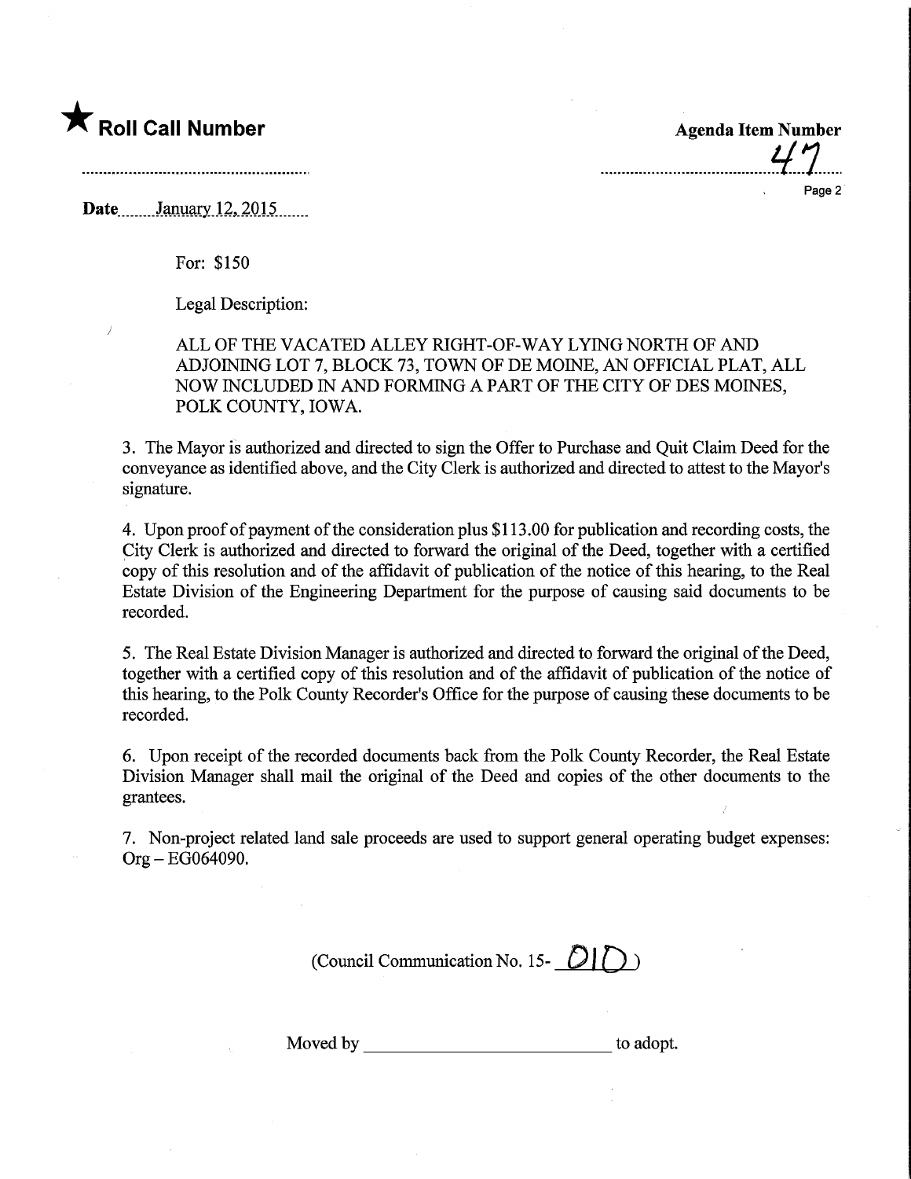★ **Roll Call Number**

**Agenda Item Number**
47

**Date** January 12, 2015

For: $150

Legal Description:

ALL OF THE VACATED ALLEY RIGHT-OF-WAY LYING NORTH OF AND ADJOINING LOT 7, BLOCK 73, TOWN OF DE MOINE, AN OFFICIAL PLAT, ALL NOW INCLUDED IN AND FORMING A PART OF THE CITY OF DES MOINES, POLK COUNTY, IOWA.

3. The Mayor is authorized and directed to sign the Offer to Purchase and Quit Claim Deed for the conveyance as identified above, and the City Clerk is authorized and directed to attest to the Mayor's signature.

4. Upon proof of payment of the consideration plus $113.00 for publication and recording costs, the City Clerk is authorized and directed to forward the original of the Deed, together with a certified copy of this resolution and of the affidavit of publication of the notice of this hearing, to the Real Estate Division of the Engineering Department for the purpose of causing said documents to be recorded.

5. The Real Estate Division Manager is authorized and directed to forward the original of the Deed, together with a certified copy of this resolution and of the affidavit of publication of the notice of this hearing, to the Polk County Recorder's Office for the purpose of causing these documents to be recorded.

6. Upon receipt of the recorded documents back from the Polk County Recorder, the Real Estate Division Manager shall mail the original of the Deed and copies of the other documents to the grantees.

7. Non-project related land sale proceeds are used to support general operating budget expenses: Org – EG064090.

(Council Communication No. 15- 010 )

Moved by ____________________________ to adopt.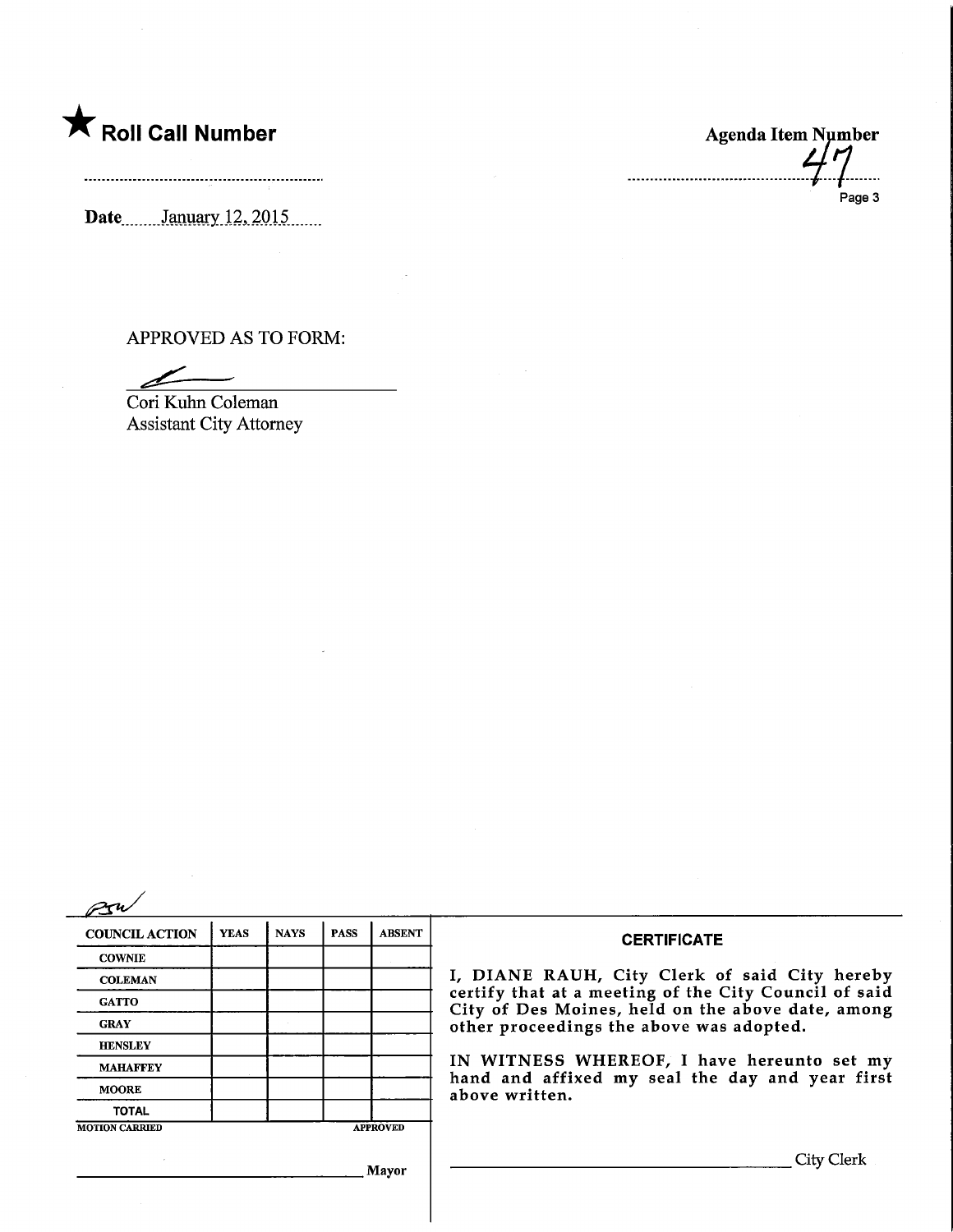★ **Roll Call Number**

**Agenda Item Number** 47

**Date** January 12, 2015

APPROVED AS TO FORM:

Cori Kuhn Coleman
Assistant City Attorney

| COUNCIL ACTION | YEAS | NAYS | PASS | ABSENT |
|---|---|---|---|---|
| COWNIE | | | | |
| COLEMAN | | | | |
| GATTO | | | | |
| GRAY | | | | |
| HENSLEY | | | | |
| MAHAFFEY | | | | |
| MOORE | | | | |
| TOTAL | | | | |

MOTION CARRIED APPROVED

_______________ Mayor

**CERTIFICATE**

I, DIANE RAUH, City Clerk of said City hereby certify that at a meeting of the City Council of said City of Des Moines, held on the above date, among other proceedings the above was adopted.

IN WITNESS WHEREOF, I have hereunto set my hand and affixed my seal the day and year first above written.

_______________ City Clerk